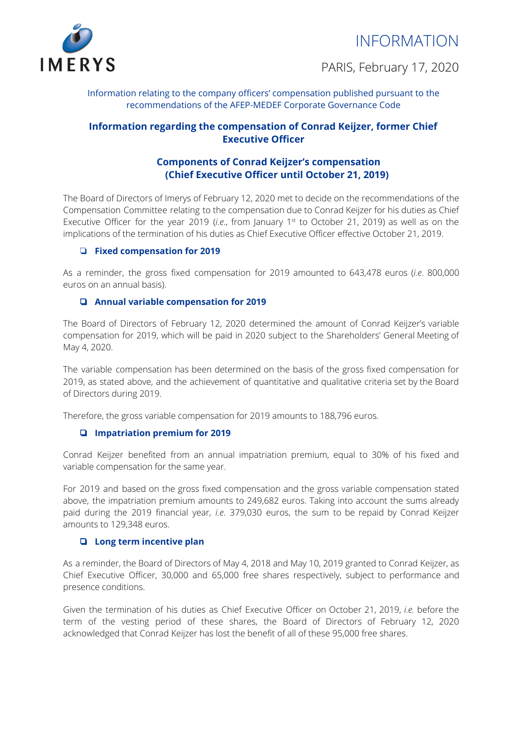IMERYS

# INFORMATION

PARIS, February 17, 2020

Information relating to the company officers' compensation published pursuant to the recommendations of the AFEP-MEDEF Corporate Governance Code

## Information regarding the compensation of Conrad Keijzer, former Chief Executive Officer

### Components of Conrad Keijzer's compensation (Chief Executive Officer until October 21, 2019)

The Board of Directors of Imerys of February 12, 2020 met to decide on the recommendations of the Compensation Committee relating to the compensation due to Conrad Keijzer for his duties as Chief Executive Officer for the year 2019 (*i.e.*, from January 1st to October 21, 2019) as well as on the implications of the termination of his duties as Chief Executive Officer effective October 21, 2019.

#### ❑ Fixed compensation for 2019

As a reminder, the gross fixed compensation for 2019 amounted to 643,478 euros (*i.e.* 800,000 euros on an annual basis).

#### ❑ Annual variable compensation for 2019

The Board of Directors of February 12, 2020 determined the amount of Conrad Keijzer's variable compensation for 2019, which will be paid in 2020 subject to the Shareholders' General Meeting of May 4, 2020.

The variable compensation has been determined on the basis of the gross fixed compensation for 2019, as stated above, and the achievement of quantitative and qualitative criteria set by the Board of Directors during 2019.

Therefore, the gross variable compensation for 2019 amounts to 188,796 euros.

#### ❑ Impatriation premium for 2019

Conrad Keijzer benefited from an annual impatriation premium, equal to 30% of his fixed and variable compensation for the same year.

For 2019 and based on the gross fixed compensation and the gross variable compensation stated above, the impatriation premium amounts to 249,682 euros. Taking into account the sums already paid during the 2019 financial year, *i.e.* 379,030 euros, the sum to be repaid by Conrad Keijzer amounts to 129,348 euros.

#### ❑ Long term incentive plan

As a reminder, the Board of Directors of May 4, 2018 and May 10, 2019 granted to Conrad Keijzer, as Chief Executive Officer, 30,000 and 65,000 free shares respectively, subject to performance and presence conditions.

Given the termination of his duties as Chief Executive Officer on October 21, 2019, *i.e.* before the term of the vesting period of these shares, the Board of Directors of February 12, 2020 acknowledged that Conrad Keijzer has lost the benefit of all of these 95,000 free shares.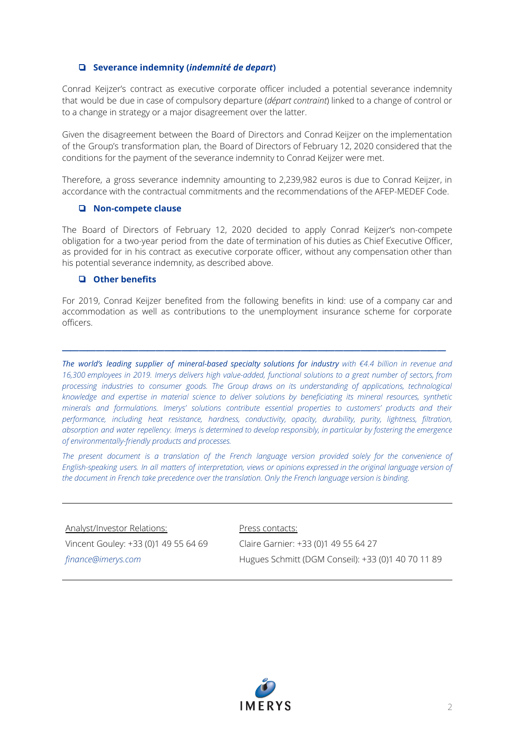### ❑ Severance indemnity (*indemnité de depart*)

Conrad Keijzer's contract as executive corporate officer included a potential severance indemnity that would be due in case of compulsory departure (*départ contraint*) linked to a change of control or to a change in strategy or a major disagreement over the latter.

Given the disagreement between the Board of Directors and Conrad Keijzer on the implementation of the Group's transformation plan, the Board of Directors of February 12, 2020 considered that the conditions for the payment of the severance indemnity to Conrad Keijzer were met.

Therefore, a gross severance indemnity amounting to 2,239,982 euros is due to Conrad Keijzer, in accordance with the contractual commitments and the recommendations of the AFEP-MEDEF Code.

### ❑ Non-compete clause

The Board of Directors of February 12, 2020 decided to apply Conrad Keijzer's non-compete obligation for a two-year period from the date of termination of his duties as Chief Executive Officer, as provided for in his contract as executive corporate officer, without any compensation other than his potential severance indemnity, as described above.

### ❑ Other benefits

For 2019, Conrad Keijzer benefited from the following benefits in kind: use of a company car and accommodation as well as contributions to the unemployment insurance scheme for corporate officers.

---

***The world's leading supplier of mineral-based specialty solutions for industry*** *with €4.4 billion in revenue and 16,300 employees in 2019. Imerys delivers high value-added, functional solutions to a great number of sectors, from processing industries to consumer goods. The Group draws on its understanding of applications, technological knowledge and expertise in material science to deliver solutions by beneficiating its mineral resources, synthetic minerals and formulations. Imerys' solutions contribute essential properties to customers' products and their performance, including heat resistance, hardness, conductivity, opacity, durability, purity, lightness, filtration, absorption and water repellency. Imerys is determined to develop responsibly, in particular by fostering the emergence of environmentally-friendly products and processes.*

*The present document is a translation of the French language version provided solely for the convenience of English-speaking users. In all matters of interpretation, views or opinions expressed in the original language version of the document in French take precedence over the translation. Only the French language version is binding.*

---

| Analyst/Investor Relations: | Press contacts: |
| --- | --- |
| Vincent Gouley: +33 (0)1 49 55 64 69 | Claire Garnier: +33 (0)1 49 55 64 27 |
| *finance@imerys.com* | Hugues Schmitt (DGM Conseil): +33 (0)1 40 70 11 89 |

IMERYS